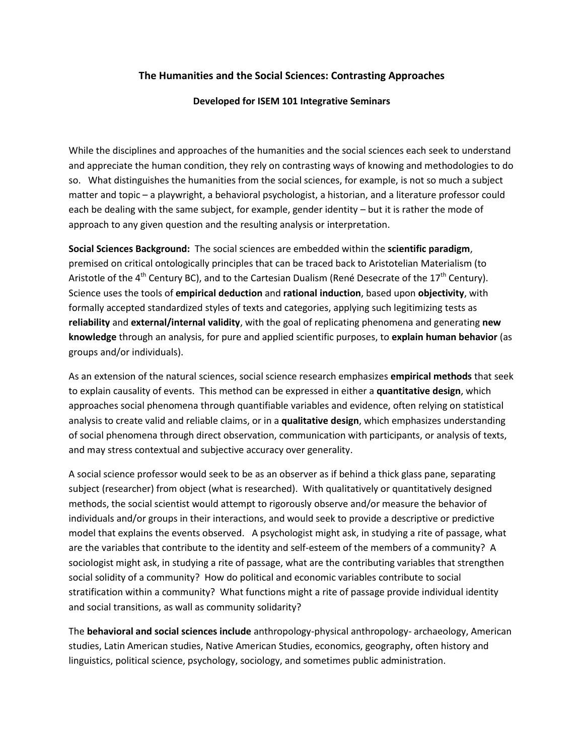## The Humanities and the Social Sciences: Contrasting Approaches

### Developed for ISEM 101 Integrative Seminars

While the disciplines and approaches of the humanities and the social sciences each seek to understand and appreciate the human condition, they rely on contrasting ways of knowing and methodologies to do so. What distinguishes the humanities from the social sciences, for example, is not so much a subject matter and topic – a playwright, a behavioral psychologist, a historian, and a literature professor could each be dealing with the same subject, for example, gender identity – but it is rather the mode of approach to any given question and the resulting analysis or interpretation.

**Social Sciences Background:** The social sciences are embedded within the **scientific paradigm**, premised on critical ontologically principles that can be traced back to Aristotelian Materialism (to Aristotle of the 4th Century BC), and to the Cartesian Dualism (René Desecrate of the 17th Century). Science uses the tools of **empirical deduction** and **rational induction**, based upon **objectivity**, with formally accepted standardized styles of texts and categories, applying such legitimizing tests as **reliability** and **external/internal validity**, with the goal of replicating phenomena and generating **new knowledge** through an analysis, for pure and applied scientific purposes, to **explain human behavior** (as groups and/or individuals).

As an extension of the natural sciences, social science research emphasizes **empirical methods** that seek to explain causality of events. This method can be expressed in either a **quantitative design**, which approaches social phenomena through quantifiable variables and evidence, often relying on statistical analysis to create valid and reliable claims, or in a **qualitative design**, which emphasizes understanding of social phenomena through direct observation, communication with participants, or analysis of texts, and may stress contextual and subjective accuracy over generality.

A social science professor would seek to be as an observer as if behind a thick glass pane, separating subject (researcher) from object (what is researched). With qualitatively or quantitatively designed methods, the social scientist would attempt to rigorously observe and/or measure the behavior of individuals and/or groups in their interactions, and would seek to provide a descriptive or predictive model that explains the events observed. A psychologist might ask, in studying a rite of passage, what are the variables that contribute to the identity and self-esteem of the members of a community? A sociologist might ask, in studying a rite of passage, what are the contributing variables that strengthen social solidity of a community? How do political and economic variables contribute to social stratification within a community? What functions might a rite of passage provide individual identity and social transitions, as wall as community solidarity?

The **behavioral and social sciences include** anthropology-physical anthropology- archaeology, American studies, Latin American studies, Native American Studies, economics, geography, often history and linguistics, political science, psychology, sociology, and sometimes public administration.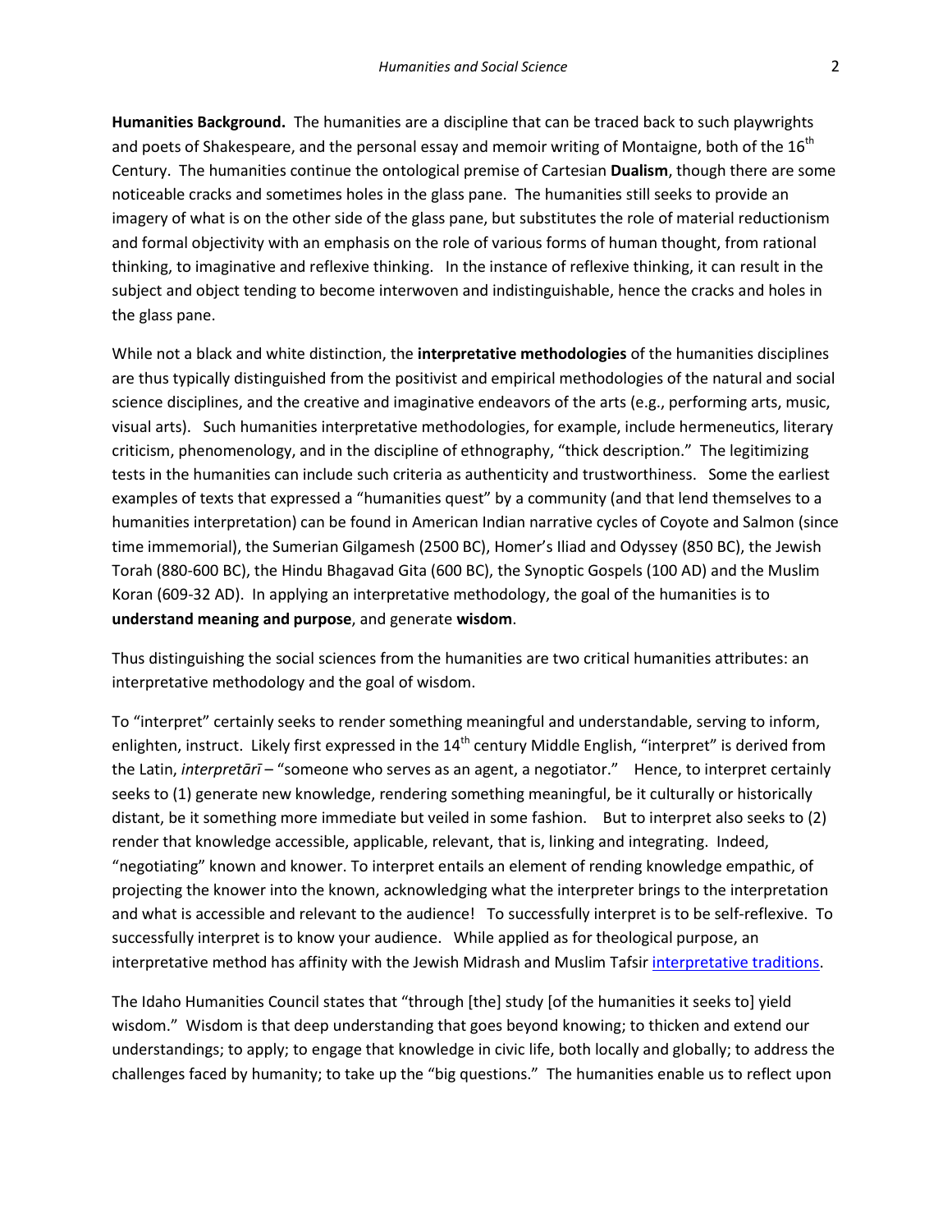**Humanities Background.** The humanities are a discipline that can be traced back to such playwrights and poets of Shakespeare, and the personal essay and memoir writing of Montaigne, both of the 16th Century. The humanities continue the ontological premise of Cartesian **Dualism**, though there are some noticeable cracks and sometimes holes in the glass pane. The humanities still seeks to provide an imagery of what is on the other side of the glass pane, but substitutes the role of material reductionism and formal objectivity with an emphasis on the role of various forms of human thought, from rational thinking, to imaginative and reflexive thinking. In the instance of reflexive thinking, it can result in the subject and object tending to become interwoven and indistinguishable, hence the cracks and holes in the glass pane.

While not a black and white distinction, the **interpretative methodologies** of the humanities disciplines are thus typically distinguished from the positivist and empirical methodologies of the natural and social science disciplines, and the creative and imaginative endeavors of the arts (e.g., performing arts, music, visual arts). Such humanities interpretative methodologies, for example, include hermeneutics, literary criticism, phenomenology, and in the discipline of ethnography, "thick description." The legitimizing tests in the humanities can include such criteria as authenticity and trustworthiness. Some the earliest examples of texts that expressed a "humanities quest" by a community (and that lend themselves to a humanities interpretation) can be found in American Indian narrative cycles of Coyote and Salmon (since time immemorial), the Sumerian Gilgamesh (2500 BC), Homer's Iliad and Odyssey (850 BC), the Jewish Torah (880-600 BC), the Hindu Bhagavad Gita (600 BC), the Synoptic Gospels (100 AD) and the Muslim Koran (609-32 AD). In applying an interpretative methodology, the goal of the humanities is to **understand meaning and purpose**, and generate **wisdom**.

Thus distinguishing the social sciences from the humanities are two critical humanities attributes: an interpretative methodology and the goal of wisdom.

To "interpret" certainly seeks to render something meaningful and understandable, serving to inform, enlighten, instruct. Likely first expressed in the 14th century Middle English, "interpret" is derived from the Latin, *interpretārī* – "someone who serves as an agent, a negotiator." Hence, to interpret certainly seeks to (1) generate new knowledge, rendering something meaningful, be it culturally or historically distant, be it something more immediate but veiled in some fashion. But to interpret also seeks to (2) render that knowledge accessible, applicable, relevant, that is, linking and integrating. Indeed, "negotiating" known and knower. To interpret entails an element of rending knowledge empathic, of projecting the knower into the known, acknowledging what the interpreter brings to the interpretation and what is accessible and relevant to the audience! To successfully interpret is to be self-reflexive. To successfully interpret is to know your audience. While applied as for theological purpose, an interpretative method has affinity with the Jewish Midrash and Muslim Tafsir [interpretative traditions](interpretative traditions).

The Idaho Humanities Council states that "through [the] study [of the humanities it seeks to] yield wisdom." Wisdom is that deep understanding that goes beyond knowing; to thicken and extend our understandings; to apply; to engage that knowledge in civic life, both locally and globally; to address the challenges faced by humanity; to take up the "big questions." The humanities enable us to reflect upon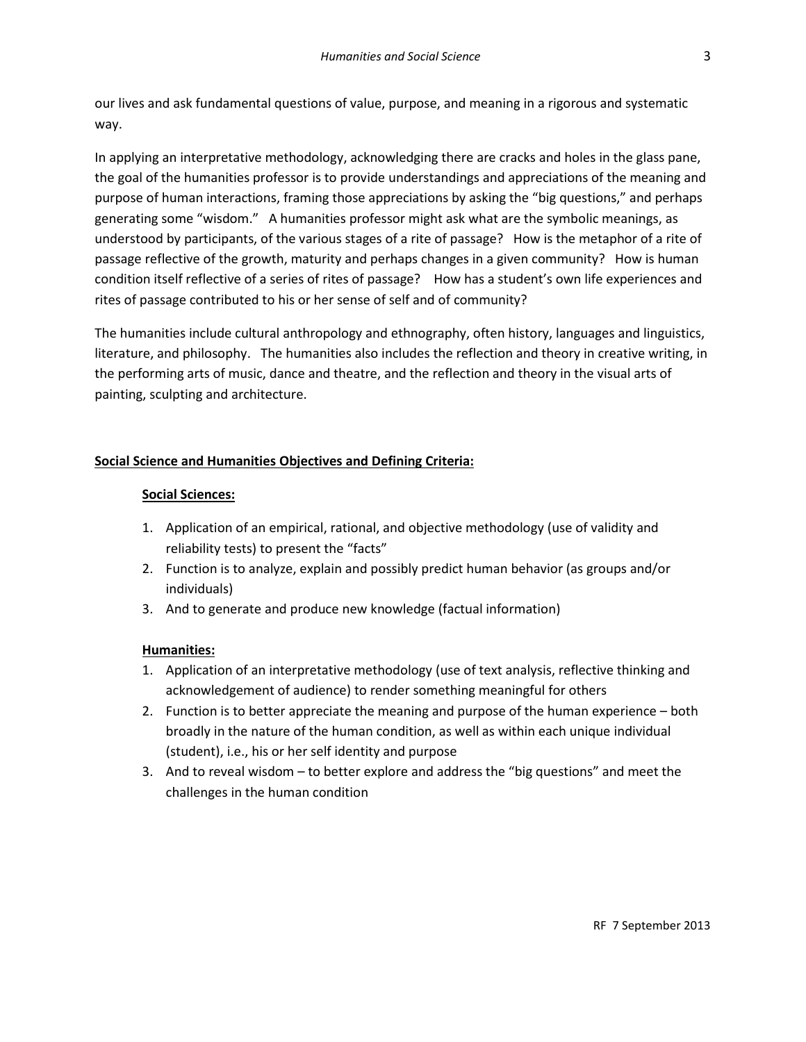our lives and ask fundamental questions of value, purpose, and meaning in a rigorous and systematic way.

In applying an interpretative methodology, acknowledging there are cracks and holes in the glass pane, the goal of the humanities professor is to provide understandings and appreciations of the meaning and purpose of human interactions, framing those appreciations by asking the "big questions," and perhaps generating some "wisdom." A humanities professor might ask what are the symbolic meanings, as understood by participants, of the various stages of a rite of passage? How is the metaphor of a rite of passage reflective of the growth, maturity and perhaps changes in a given community? How is human condition itself reflective of a series of rites of passage? How has a student's own life experiences and rites of passage contributed to his or her sense of self and of community?

The humanities include cultural anthropology and ethnography, often history, languages and linguistics, literature, and philosophy. The humanities also includes the reflection and theory in creative writing, in the performing arts of music, dance and theatre, and the reflection and theory in the visual arts of painting, sculpting and architecture.

## Social Science and Humanities Objectives and Defining Criteria:

### Social Sciences:

1. Application of an empirical, rational, and objective methodology (use of validity and reliability tests) to present the "facts"
2. Function is to analyze, explain and possibly predict human behavior (as groups and/or individuals)
3. And to generate and produce new knowledge (factual information)

### Humanities:

1. Application of an interpretative methodology (use of text analysis, reflective thinking and acknowledgement of audience) to render something meaningful for others
2. Function is to better appreciate the meaning and purpose of the human experience – both broadly in the nature of the human condition, as well as within each unique individual (student), i.e., his or her self identity and purpose
3. And to reveal wisdom – to better explore and address the "big questions" and meet the challenges in the human condition

RF 7 September 2013